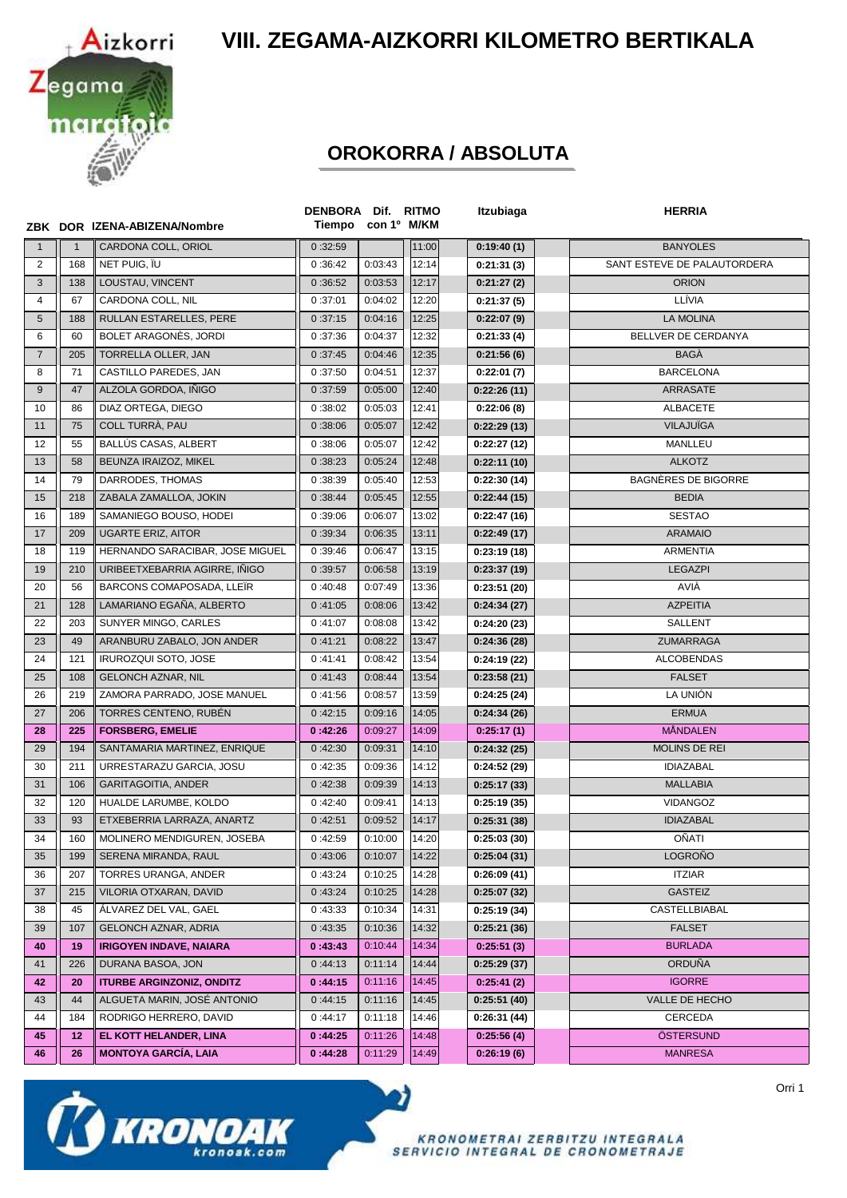# VIII. ZEGAMA-AIZKORRI KILOMETRO BERTIKALA

## OROKORRA / ABSOLUTA

| ZBK | DOR | IZENA-ABIZENA/Nombre | DENBORA Tiempo | Dif. con 1º | RITMO M/KM | Itzubiaga | HERRIA |
|---|---|---|---|---|---|---|---|
| 1 | 1 | CARDONA COLL, ORIOL | 0:32:59 | | 11:00 | 0:19:40 (1) | BANYOLES |
| 2 | 168 | NET PUIG, ÌU | 0:36:42 | 0:03:43 | 12:14 | 0:21:31 (3) | SANT ESTEVE DE PALAUTORDERA |
| 3 | 138 | LOUSTAU, VINCENT | 0:36:52 | 0:03:53 | 12:17 | 0:21:27 (2) | ORION |
| 4 | 67 | CARDONA COLL, NIL | 0:37:01 | 0:04:02 | 12:20 | 0:21:37 (5) | LLÍVIA |
| 5 | 188 | RULLAN ESTARELLES, PERE | 0:37:15 | 0:04:16 | 12:25 | 0:22:07 (9) | LA MOLINA |
| 6 | 60 | BOLET ARAGONÈS, JORDI | 0:37:36 | 0:04:37 | 12:32 | 0:21:33 (4) | BELLVER DE CERDANYA |
| 7 | 205 | TORRELLA OLLER, JAN | 0:37:45 | 0:04:46 | 12:35 | 0:21:56 (6) | BAGÀ |
| 8 | 71 | CASTILLO PAREDES, JAN | 0:37:50 | 0:04:51 | 12:37 | 0:22:01 (7) | BARCELONA |
| 9 | 47 | ALZOLA GORDOA, IÑIGO | 0:37:59 | 0:05:00 | 12:40 | 0:22:26 (11) | ARRASATE |
| 10 | 86 | DIAZ ORTEGA, DIEGO | 0:38:02 | 0:05:03 | 12:41 | 0:22:06 (8) | ALBACETE |
| 11 | 75 | COLL TURRÀ, PAU | 0:38:06 | 0:05:07 | 12:42 | 0:22:29 (13) | VILAJUÏGA |
| 12 | 55 | BALLÚS CASAS, ALBERT | 0:38:06 | 0:05:07 | 12:42 | 0:22:27 (12) | MANLLEU |
| 13 | 58 | BEUNZA IRAIZOZ, MIKEL | 0:38:23 | 0:05:24 | 12:48 | 0:22:11 (10) | ALKOTZ |
| 14 | 79 | DARRODES, THOMAS | 0:38:39 | 0:05:40 | 12:53 | 0:22:30 (14) | BAGNÈRES DE BIGORRE |
| 15 | 218 | ZABALA ZAMALLOA, JOKIN | 0:38:44 | 0:05:45 | 12:55 | 0:22:44 (15) | BEDIA |
| 16 | 189 | SAMANIEGO BOUSO, HODEI | 0:39:06 | 0:06:07 | 13:02 | 0:22:47 (16) | SESTAO |
| 17 | 209 | UGARTE ERIZ, AITOR | 0:39:34 | 0:06:35 | 13:11 | 0:22:49 (17) | ARAMAIO |
| 18 | 119 | HERNANDO SARACIBAR, JOSE MIGUEL | 0:39:46 | 0:06:47 | 13:15 | 0:23:19 (18) | ARMENTIA |
| 19 | 210 | URIBEETXEBARRIA AGIRRE, IÑIGO | 0:39:57 | 0:06:58 | 13:19 | 0:23:37 (19) | LEGAZPI |
| 20 | 56 | BARCONS COMAPOSADA, LLEÏR | 0:40:48 | 0:07:49 | 13:36 | 0:23:51 (20) | AVIÀ |
| 21 | 128 | LAMARIANO EGAÑA, ALBERTO | 0:41:05 | 0:08:06 | 13:42 | 0:24:34 (27) | AZPEITIA |
| 22 | 203 | SUNYER MINGO, CARLES | 0:41:07 | 0:08:08 | 13:42 | 0:24:20 (23) | SALLENT |
| 23 | 49 | ARANBURU ZABALO, JON ANDER | 0:41:21 | 0:08:22 | 13:47 | 0:24:36 (28) | ZUMARRAGA |
| 24 | 121 | IRUROZQUI SOTO, JOSE | 0:41:41 | 0:08:42 | 13:54 | 0:24:19 (22) | ALCOBENDAS |
| 25 | 108 | GELONCH AZNAR, NIL | 0:41:43 | 0:08:44 | 13:54 | 0:23:58 (21) | FALSET |
| 26 | 219 | ZAMORA PARRADO, JOSE MANUEL | 0:41:56 | 0:08:57 | 13:59 | 0:24:25 (24) | LA UNIÓN |
| 27 | 206 | TORRES CENTENO, RUBÉN | 0:42:15 | 0:09:16 | 14:05 | 0:24:34 (26) | ERMUA |
| **28** | **225** | **FORSBERG, EMELIE** | **0:42:26** | 0:09:27 | 14:09 | 0:25:17 (1) | MÅNDALEN |
| 29 | 194 | SANTAMARIA MARTINEZ, ENRIQUE | 0:42:30 | 0:09:31 | 14:10 | 0:24:32 (25) | MOLINS DE REI |
| 30 | 211 | URRESTARAZU GARCIA, JOSU | 0:42:35 | 0:09:36 | 14:12 | 0:24:52 (29) | IDIAZABAL |
| 31 | 106 | GARITAGOITIA, ANDER | 0:42:38 | 0:09:39 | 14:13 | 0:25:17 (33) | MALLABIA |
| 32 | 120 | HUALDE LARUMBE, KOLDO | 0:42:40 | 0:09:41 | 14:13 | 0:25:19 (35) | VIDANGOZ |
| 33 | 93 | ETXEBERRIA LARRAZA, ANARTZ | 0:42:51 | 0:09:52 | 14:17 | 0:25:31 (38) | IDIAZABAL |
| 34 | 160 | MOLINERO MENDIGUREN, JOSEBA | 0:42:59 | 0:10:00 | 14:20 | 0:25:03 (30) | OÑATI |
| 35 | 199 | SERENA MIRANDA, RAUL | 0:43:06 | 0:10:07 | 14:22 | 0:25:04 (31) | LOGROÑO |
| 36 | 207 | TORRES URANGA, ANDER | 0:43:24 | 0:10:25 | 14:28 | 0:26:09 (41) | ITZIAR |
| 37 | 215 | VILORIA OTXARAN, DAVID | 0:43:24 | 0:10:25 | 14:28 | 0:25:07 (32) | GASTEIZ |
| 38 | 45 | ÁLVAREZ DEL VAL, GAEL | 0:43:33 | 0:10:34 | 14:31 | 0:25:19 (34) | CASTELLBIABAL |
| 39 | 107 | GELONCH AZNAR, ADRIA | 0:43:35 | 0:10:36 | 14:32 | 0:25:21 (36) | FALSET |
| **40** | **19** | **IRIGOYEN INDAVE, NAIARA** | **0:43:43** | 0:10:44 | 14:34 | 0:25:51 (3) | BURLADA |
| 41 | 226 | DURANA BASOA, JON | 0:44:13 | 0:11:14 | 14:44 | 0:25:29 (37) | ORDUÑA |
| **42** | **20** | **ITURBE ARGINZONIZ, ONDITZ** | **0:44:15** | 0:11:16 | 14:45 | 0:25:41 (2) | IGORRE |
| 43 | 44 | ALGUETA MARIN, JOSÉ ANTONIO | 0:44:15 | 0:11:16 | 14:45 | 0:25:51 (40) | VALLE DE HECHO |
| 44 | 184 | RODRIGO HERRERO, DAVID | 0:44:17 | 0:11:18 | 14:46 | 0:26:31 (44) | CERCEDA |
| **45** | **12** | **EL KOTT HELANDER, LINA** | **0:44:25** | 0:11:26 | 14:48 | 0:25:56 (4) | ÖSTERSUND |
| **46** | **26** | **MONTOYA GARCÍA, LAIA** | **0:44:28** | 0:11:29 | 14:49 | 0:26:19 (6) | MANRESA |

KRONOAK kronoak.com — KRONOMETRAI ZERBITZU INTEGRALA / SERVICIO INTEGRAL DE CRONOMETRAJE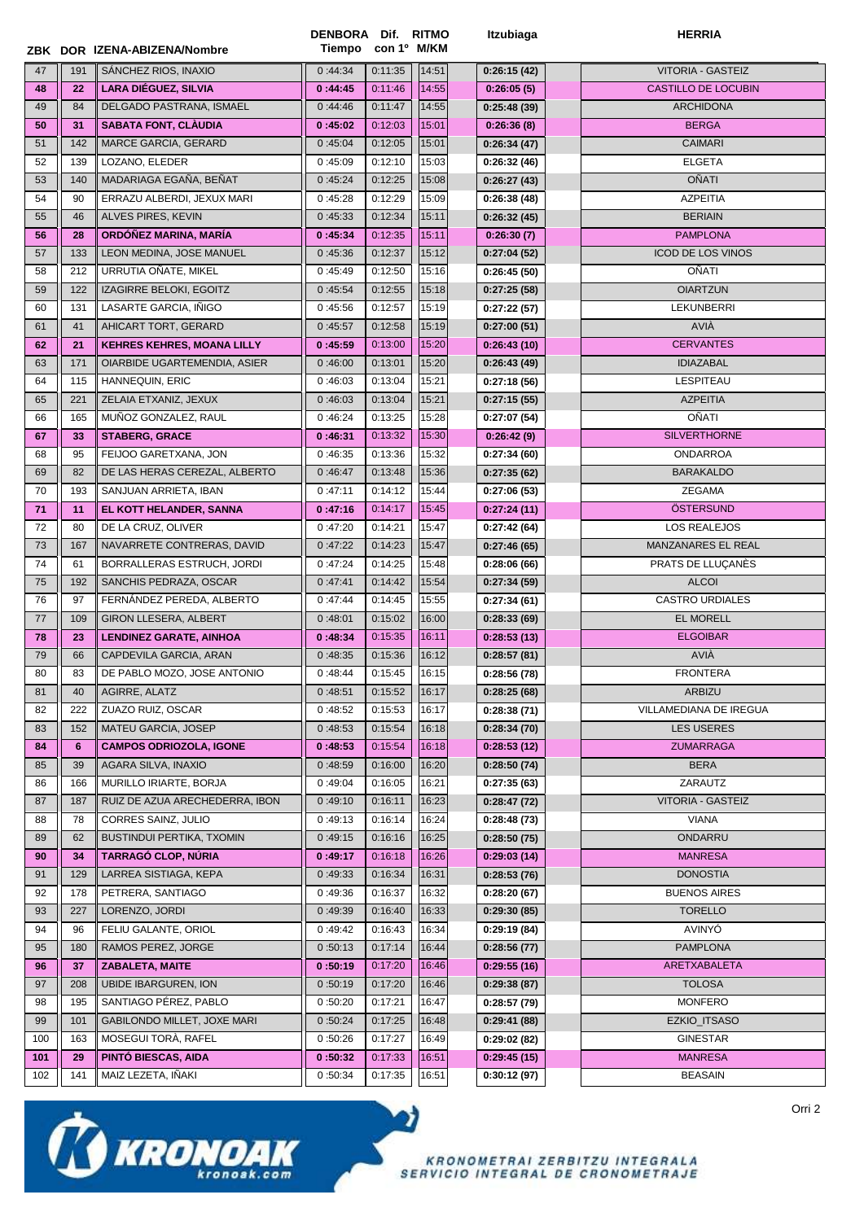| ZBK | DOR | IZENA-ABIZENA/Nombre | DENBORA Tiempo | Dif. con 1º | RITMO M/KM | Itzubiaga | HERRIA |
|---|---|---|---|---|---|---|---|
| 47 | 191 | SÁNCHEZ RIOS, INAXIO | 0 :44:34 | 0:11:35 | 14:51 | 0:26:15 (42) | VITORIA - GASTEIZ |
| **48** | **22** | **LARA DIÉGUEZ, SILVIA** | **0 :44:45** | 0:11:46 | 14:55 | **0:26:05 (5)** | CASTILLO DE LOCUBIN |
| 49 | 84 | DELGADO PASTRANA, ISMAEL | 0 :44:46 | 0:11:47 | 14:55 | 0:25:48 (39) | ARCHIDONA |
| **50** | **31** | **SABATA FONT, CLÀUDIA** | **0 :45:02** | 0:12:03 | 15:01 | **0:26:36 (8)** | BERGA |
| 51 | 142 | MARCE GARCIA, GERARD | 0 :45:04 | 0:12:05 | 15:01 | 0:26:34 (47) | CAIMARI |
| 52 | 139 | LOZANO, ELEDER | 0 :45:09 | 0:12:10 | 15:03 | 0:26:32 (46) | ELGETA |
| 53 | 140 | MADARIAGA EGAÑA, BEÑAT | 0 :45:24 | 0:12:25 | 15:08 | 0:26:27 (43) | OÑATI |
| 54 | 90 | ERRAZU ALBERDI, JEXUX MARI | 0 :45:28 | 0:12:29 | 15:09 | 0:26:38 (48) | AZPEITIA |
| 55 | 46 | ALVES PIRES, KEVIN | 0 :45:33 | 0:12:34 | 15:11 | 0:26:32 (45) | BERIAIN |
| **56** | **28** | **ORDÓÑEZ MARINA, MARÍA** | **0 :45:34** | 0:12:35 | 15:11 | **0:26:30 (7)** | PAMPLONA |
| 57 | 133 | LEON MEDINA, JOSE MANUEL | 0 :45:36 | 0:12:37 | 15:12 | 0:27:04 (52) | ICOD DE LOS VINOS |
| 58 | 212 | URRUTIA OÑATE, MIKEL | 0 :45:49 | 0:12:50 | 15:16 | 0:26:45 (50) | OÑATI |
| 59 | 122 | IZAGIRRE BELOKI, EGOITZ | 0 :45:54 | 0:12:55 | 15:18 | 0:27:25 (58) | OIARTZUN |
| 60 | 131 | LASARTE GARCIA, IÑIGO | 0 :45:56 | 0:12:57 | 15:19 | 0:27:22 (57) | LEKUNBERRI |
| 61 | 41 | AHICART TORT, GERARD | 0 :45:57 | 0:12:58 | 15:19 | 0:27:00 (51) | AVIÀ |
| **62** | **21** | **KEHRES KEHRES, MOANA LILLY** | **0 :45:59** | 0:13:00 | 15:20 | **0:26:43 (10)** | CERVANTES |
| 63 | 171 | OIARBIDE UGARTEMENDIA, ASIER | 0 :46:00 | 0:13:01 | 15:20 | 0:26:43 (49) | IDIAZABAL |
| 64 | 115 | HANNEQUIN, ERIC | 0 :46:03 | 0:13:04 | 15:21 | 0:27:18 (56) | LESPITEAU |
| 65 | 221 | ZELAIA ETXANIZ, JEXUX | 0 :46:03 | 0:13:04 | 15:21 | 0:27:15 (55) | AZPEITIA |
| 66 | 165 | MUÑOZ GONZALEZ, RAUL | 0 :46:24 | 0:13:25 | 15:28 | 0:27:07 (54) | OÑATI |
| **67** | **33** | **STABERG, GRACE** | **0 :46:31** | 0:13:32 | 15:30 | **0:26:42 (9)** | SILVERTHORNE |
| 68 | 95 | FEIJOO GARETXANA, JON | 0 :46:35 | 0:13:36 | 15:32 | 0:27:34 (60) | ONDARROA |
| 69 | 82 | DE LAS HERAS CEREZAL, ALBERTO | 0 :46:47 | 0:13:48 | 15:36 | 0:27:35 (62) | BARAKALDO |
| 70 | 193 | SANJUAN ARRIETA, IBAN | 0 :47:11 | 0:14:12 | 15:44 | 0:27:06 (53) | ZEGAMA |
| **71** | **11** | **EL KOTT HELANDER, SANNA** | **0 :47:16** | 0:14:17 | 15:45 | **0:27:24 (11)** | ÖSTERSUND |
| 72 | 80 | DE LA CRUZ, OLIVER | 0 :47:20 | 0:14:21 | 15:47 | 0:27:42 (64) | LOS REALEJOS |
| 73 | 167 | NAVARRETE CONTRERAS, DAVID | 0 :47:22 | 0:14:23 | 15:47 | 0:27:46 (65) | MANZANARES EL REAL |
| 74 | 61 | BORRALLERAS ESTRUCH, JORDI | 0 :47:24 | 0:14:25 | 15:48 | 0:28:06 (66) | PRATS DE LLUÇANÈS |
| 75 | 192 | SANCHIS PEDRAZA, OSCAR | 0 :47:41 | 0:14:42 | 15:54 | 0:27:34 (59) | ALCOI |
| 76 | 97 | FERNÁNDEZ PEREDA, ALBERTO | 0 :47:44 | 0:14:45 | 15:55 | 0:27:34 (61) | CASTRO URDIALES |
| 77 | 109 | GIRON LLESERA, ALBERT | 0 :48:01 | 0:15:02 | 16:00 | 0:28:33 (69) | EL MORELL |
| **78** | **23** | **LENDINEZ GARATE, AINHOA** | **0 :48:34** | 0:15:35 | 16:11 | **0:28:53 (13)** | ELGOIBAR |
| 79 | 66 | CAPDEVILA GARCIA, ARAN | 0 :48:35 | 0:15:36 | 16:12 | 0:28:57 (81) | AVIÀ |
| 80 | 83 | DE PABLO MOZO, JOSE ANTONIO | 0 :48:44 | 0:15:45 | 16:15 | 0:28:56 (78) | FRONTERA |
| 81 | 40 | AGIRRE, ALATZ | 0 :48:51 | 0:15:52 | 16:17 | 0:28:25 (68) | ARBIZU |
| 82 | 222 | ZUAZO RUIZ, OSCAR | 0 :48:52 | 0:15:53 | 16:17 | 0:28:38 (71) | VILLAMEDIANA DE IREGUA |
| 83 | 152 | MATEU GARCIA, JOSEP | 0 :48:53 | 0:15:54 | 16:18 | 0:28:34 (70) | LES USERES |
| **84** | **6** | **CAMPOS ODRIOZOLA, IGONE** | **0 :48:53** | 0:15:54 | 16:18 | **0:28:53 (12)** | ZUMARRAGA |
| 85 | 39 | AGARA SILVA, INAXIO | 0 :48:59 | 0:16:00 | 16:20 | 0:28:50 (74) | BERA |
| 86 | 166 | MURILLO IRIARTE, BORJA | 0 :49:04 | 0:16:05 | 16:21 | 0:27:35 (63) | ZARAUTZ |
| 87 | 187 | RUIZ DE AZUA ARECHEDERRA, IBON | 0 :49:10 | 0:16:11 | 16:23 | 0:28:47 (72) | VITORIA - GASTEIZ |
| 88 | 78 | CORRES SAINZ, JULIO | 0 :49:13 | 0:16:14 | 16:24 | 0:28:48 (73) | VIANA |
| 89 | 62 | BUSTINDUI PERTIKA, TXOMIN | 0 :49:15 | 0:16:16 | 16:25 | 0:28:50 (75) | ONDARRU |
| **90** | **34** | **TARRAGÓ CLOP, NÚRIA** | **0 :49:17** | 0:16:18 | 16:26 | **0:29:03 (14)** | MANRESA |
| 91 | 129 | LARREA SISTIAGA, KEPA | 0 :49:33 | 0:16:34 | 16:31 | 0:28:53 (76) | DONOSTIA |
| 92 | 178 | PETRERA, SANTIAGO | 0 :49:36 | 0:16:37 | 16:32 | 0:28:20 (67) | BUENOS AIRES |
| 93 | 227 | LORENZO, JORDI | 0 :49:39 | 0:16:40 | 16:33 | 0:29:30 (85) | TORELLO |
| 94 | 96 | FELIU GALANTE, ORIOL | 0 :49:42 | 0:16:43 | 16:34 | 0:29:19 (84) | AVINYÓ |
| 95 | 180 | RAMOS PEREZ, JORGE | 0 :50:13 | 0:17:14 | 16:44 | 0:28:56 (77) | PAMPLONA |
| **96** | **37** | **ZABALETA, MAITE** | **0 :50:19** | 0:17:20 | 16:46 | **0:29:55 (16)** | ARETXABALETA |
| 97 | 208 | UBIDE IBARGUREN, ION | 0 :50:19 | 0:17:20 | 16:46 | 0:29:38 (87) | TOLOSA |
| 98 | 195 | SANTIAGO PÉREZ, PABLO | 0 :50:20 | 0:17:21 | 16:47 | 0:28:57 (79) | MONFERO |
| 99 | 101 | GABILONDO MILLET, JOXE MARI | 0 :50:24 | 0:17:25 | 16:48 | 0:29:41 (88) | EZKIO_ITSASO |
| 100 | 163 | MOSEGUI TORÀ, RAFEL | 0 :50:26 | 0:17:27 | 16:49 | 0:29:02 (82) | GINESTAR |
| **101** | **29** | **PINTÓ BIESCAS, AIDA** | **0 :50:32** | 0:17:33 | 16:51 | **0:29:45 (15)** | MANRESA |
| 102 | 141 | MAIZ LEZETA, IÑAKI | 0 :50:34 | 0:17:35 | 16:51 | 0:30:12 (97) | BEASAIN |

KRONOAK kronoak.com

KRONOMETRAI ZERBITZU INTEGRALA
SERVICIO INTEGRAL DE CRONOMETRAJE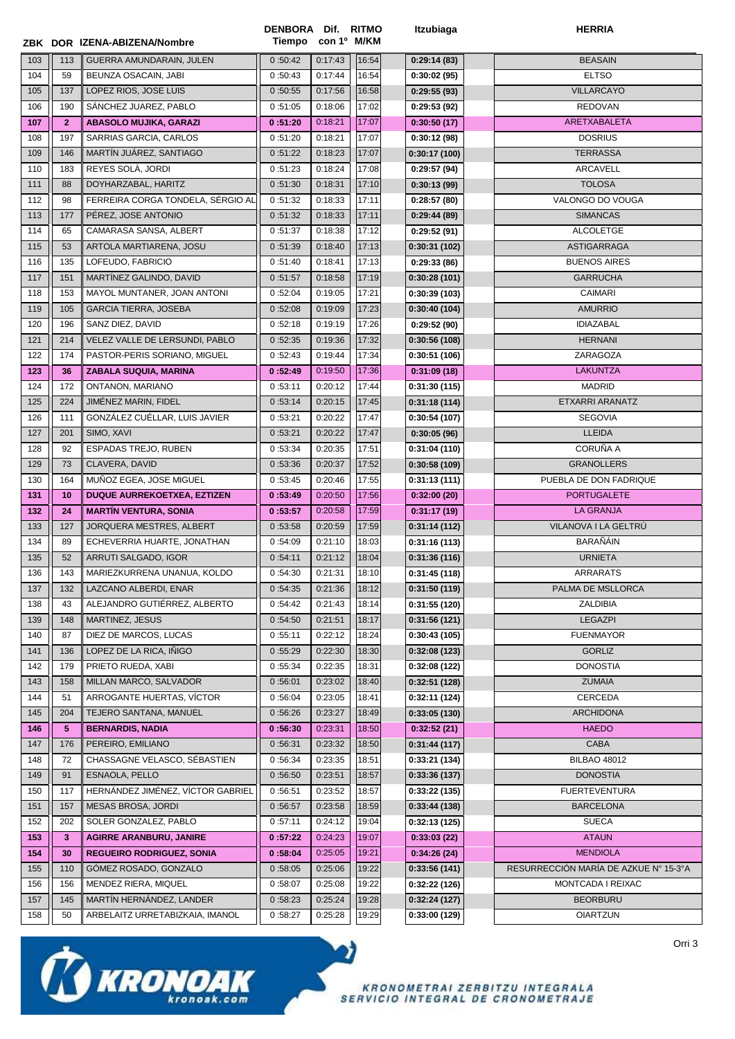| ZBK | DOR | IZENA-ABIZENA/Nombre | DENBORA Tiempo | Dif. con 1º | RITMO M/KM | Itzubiaga | HERRIA |
|---|---|---|---|---|---|---|---|
| 103 | 113 | GUERRA AMUNDARAIN, JULEN | 0 :50:42 | 0:17:43 | 16:54 | 0:29:14 (83) | BEASAIN |
| 104 | 59 | BEUNZA OSACAIN, JABI | 0 :50:43 | 0:17:44 | 16:54 | 0:30:02 (95) | ELTSO |
| 105 | 137 | LOPEZ RIOS, JOSE LUIS | 0 :50:55 | 0:17:56 | 16:58 | 0:29:55 (93) | VILLARCAYO |
| 106 | 190 | SÁNCHEZ JUAREZ, PABLO | 0 :51:05 | 0:18:06 | 17:02 | 0:29:53 (92) | REDOVAN |
| **107** | **2** | **ABASOLO MUJIKA, GARAZI** | **0 :51:20** | 0:18:21 | 17:07 | **0:30:50 (17)** | ARETXABALETA |
| 108 | 197 | SARRIAS GARCIA, CARLOS | 0 :51:20 | 0:18:21 | 17:07 | 0:30:12 (98) | DOSRIUS |
| 109 | 146 | MARTÍN JUÁREZ, SANTIAGO | 0 :51:22 | 0:18:23 | 17:07 | 0:30:17 (100) | TERRASSA |
| 110 | 183 | REYES SOLÀ, JORDI | 0 :51:23 | 0:18:24 | 17:08 | 0:29:57 (94) | ARCAVELL |
| 111 | 88 | DOYHARZABAL, HARITZ | 0 :51:30 | 0:18:31 | 17:10 | 0:30:13 (99) | TOLOSA |
| 112 | 98 | FERREIRA CORGA TONDELA, SÉRGIO AL | 0 :51:32 | 0:18:33 | 17:11 | 0:28:57 (80) | VALONGO DO VOUGA |
| 113 | 177 | PÉREZ, JOSE ANTONIO | 0 :51:32 | 0:18:33 | 17:11 | 0:29:44 (89) | SIMANCAS |
| 114 | 65 | CAMARASA SANSA, ALBERT | 0 :51:37 | 0:18:38 | 17:12 | 0:29:52 (91) | ALCOLETGE |
| 115 | 53 | ARTOLA MARTIARENA, JOSU | 0 :51:39 | 0:18:40 | 17:13 | 0:30:31 (102) | ASTIGARRAGA |
| 116 | 135 | LOFEUDO, FABRICIO | 0 :51:40 | 0:18:41 | 17:13 | 0:29:33 (86) | BUENOS AIRES |
| 117 | 151 | MARTÍNEZ GALINDO, DAVID | 0 :51:57 | 0:18:58 | 17:19 | 0:30:28 (101) | GARRUCHA |
| 118 | 153 | MAYOL MUNTANER, JOAN ANTONI | 0 :52:04 | 0:19:05 | 17:21 | 0:30:39 (103) | CAIMARI |
| 119 | 105 | GARCIA TIERRA, JOSEBA | 0 :52:08 | 0:19:09 | 17:23 | 0:30:40 (104) | AMURRIO |
| 120 | 196 | SANZ DIEZ, DAVID | 0 :52:18 | 0:19:19 | 17:26 | 0:29:52 (90) | IDIAZABAL |
| 121 | 214 | VELEZ VALLE DE LERSUNDI, PABLO | 0 :52:35 | 0:19:36 | 17:32 | 0:30:56 (108) | HERNANI |
| 122 | 174 | PASTOR-PERIS SORIANO, MIGUEL | 0 :52:43 | 0:19:44 | 17:34 | 0:30:51 (106) | ZARAGOZA |
| **123** | **36** | **ZABALA SUQUIA, MARINA** | **0 :52:49** | 0:19:50 | 17:36 | **0:31:09 (18)** | LAKUNTZA |
| 124 | 172 | ONTANON, MARIANO | 0 :53:11 | 0:20:12 | 17:44 | 0:31:30 (115) | MADRID |
| 125 | 224 | JIMÉNEZ MARIN, FIDEL | 0 :53:14 | 0:20:15 | 17:45 | 0:31:18 (114) | ETXARRI ARANATZ |
| 126 | 111 | GONZÁLEZ CUÉLLAR, LUIS JAVIER | 0 :53:21 | 0:20:22 | 17:47 | 0:30:54 (107) | SEGOVIA |
| 127 | 201 | SIMO, XAVI | 0 :53:21 | 0:20:22 | 17:47 | 0:30:05 (96) | LLEIDA |
| 128 | 92 | ESPADAS TREJO, RUBEN | 0 :53:34 | 0:20:35 | 17:51 | 0:31:04 (110) | CORUÑA A |
| 129 | 73 | CLAVERA, DAVID | 0 :53:36 | 0:20:37 | 17:52 | 0:30:58 (109) | GRANOLLERS |
| 130 | 164 | MUÑOZ EGEA, JOSE MIGUEL | 0 :53:45 | 0:20:46 | 17:55 | 0:31:13 (111) | PUEBLA DE DON FADRIQUE |
| **131** | **10** | **DUQUE AURREKOETXEA, EZTIZEN** | **0 :53:49** | 0:20:50 | 17:56 | **0:32:00 (20)** | PORTUGALETE |
| **132** | **24** | **MARTÍN VENTURA, SONIA** | **0 :53:57** | 0:20:58 | 17:59 | **0:31:17 (19)** | LA GRANJA |
| 133 | 127 | JORQUERA MESTRES, ALBERT | 0 :53:58 | 0:20:59 | 17:59 | 0:31:14 (112) | VILANOVA I LA GELTRÚ |
| 134 | 89 | ECHEVERRIA HUARTE, JONATHAN | 0 :54:09 | 0:21:10 | 18:03 | 0:31:16 (113) | BARAÑÁIN |
| 135 | 52 | ARRUTI SALGADO, IGOR | 0 :54:11 | 0:21:12 | 18:04 | 0:31:36 (116) | URNIETA |
| 136 | 143 | MARIEZKURRENA UNANUA, KOLDO | 0 :54:30 | 0:21:31 | 18:10 | 0:31:45 (118) | ARRARATS |
| 137 | 132 | LAZCANO ALBERDI, ENAR | 0 :54:35 | 0:21:36 | 18:12 | 0:31:50 (119) | PALMA DE MSLLORCA |
| 138 | 43 | ALEJANDRO GUTIÉRREZ, ALBERTO | 0 :54:42 | 0:21:43 | 18:14 | 0:31:55 (120) | ZALDIBIA |
| 139 | 148 | MARTINEZ, JESUS | 0 :54:50 | 0:21:51 | 18:17 | 0:31:56 (121) | LEGAZPI |
| 140 | 87 | DIEZ DE MARCOS, LUCAS | 0 :55:11 | 0:22:12 | 18:24 | 0:30:43 (105) | FUENMAYOR |
| 141 | 136 | LOPEZ DE LA RICA, IÑIGO | 0 :55:29 | 0:22:30 | 18:30 | 0:32:08 (123) | GORLIZ |
| 142 | 179 | PRIETO RUEDA, XABI | 0 :55:34 | 0:22:35 | 18:31 | 0:32:08 (122) | DONOSTIA |
| 143 | 158 | MILLAN MARCO, SALVADOR | 0 :56:01 | 0:23:02 | 18:40 | 0:32:51 (128) | ZUMAIA |
| 144 | 51 | ARROGANTE HUERTAS, VÍCTOR | 0 :56:04 | 0:23:05 | 18:41 | 0:32:11 (124) | CERCEDA |
| 145 | 204 | TEJERO SANTANA, MANUEL | 0 :56:26 | 0:23:27 | 18:49 | 0:33:05 (130) | ARCHIDONA |
| **146** | **5** | **BERNARDIS, NADIA** | **0 :56:30** | 0:23:31 | 18:50 | **0:32:52 (21)** | HAEDO |
| 147 | 176 | PEREIRO, EMILIANO | 0 :56:31 | 0:23:32 | 18:50 | 0:31:44 (117) | CABA |
| 148 | 72 | CHASSAGNE VELASCO, SÉBASTIEN | 0 :56:34 | 0:23:35 | 18:51 | 0:33:21 (134) | BILBAO 48012 |
| 149 | 91 | ESNAOLA, PELLO | 0 :56:50 | 0:23:51 | 18:57 | 0:33:36 (137) | DONOSTIA |
| 150 | 117 | HERNÁNDEZ JIMÉNEZ, VÍCTOR GABRIEL | 0 :56:51 | 0:23:52 | 18:57 | 0:33:22 (135) | FUERTEVENTURA |
| 151 | 157 | MESAS BROSA, JORDI | 0 :56:57 | 0:23:58 | 18:59 | 0:33:44 (138) | BARCELONA |
| 152 | 202 | SOLER GONZALEZ, PABLO | 0 :57:11 | 0:24:12 | 19:04 | 0:32:13 (125) | SUECA |
| **153** | **3** | **AGIRRE ARANBURU, JANIRE** | **0 :57:22** | 0:24:23 | 19:07 | **0:33:03 (22)** | ATAUN |
| **154** | **30** | **REGUEIRO RODRIGUEZ, SONIA** | **0 :58:04** | 0:25:05 | 19:21 | **0:34:26 (24)** | MENDIOLA |
| 155 | 110 | GÓMEZ ROSADO, GONZALO | 0 :58:05 | 0:25:06 | 19:22 | 0:33:56 (141) | RESURRECCIÓN MARÍA DE AZKUE N° 15-3°A |
| 156 | 156 | MENDEZ RIERA, MIQUEL | 0 :58:07 | 0:25:08 | 19:22 | 0:32:22 (126) | MONTCADA I REIXAC |
| 157 | 145 | MARTÍN HERNÁNDEZ, LANDER | 0 :58:23 | 0:25:24 | 19:28 | 0:32:24 (127) | BEORBURU |
| 158 | 50 | ARBELAITZ URRETABIZKAIA, IMANOL | 0 :58:27 | 0:25:28 | 19:29 | 0:33:00 (129) | OIARTZUN |

KRONOAK kronoak.com

KRONOMETRAI ZERBITZU INTEGRALA
SERVICIO INTEGRAL DE CRONOMETRAJE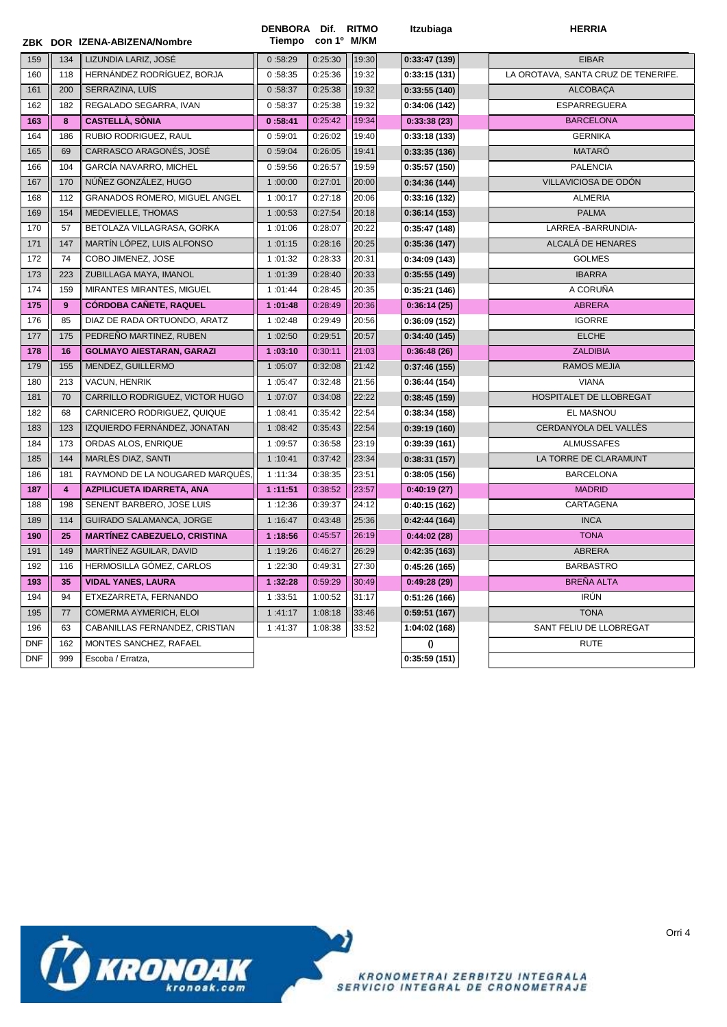| ZBK | DOR | IZENA-ABIZENA/Nombre | DENBORA Tiempo | Dif. con 1º | RITMO M/KM | Itzubiaga | HERRIA |
|---|---|---|---|---|---|---|---|
| 159 | 134 | LIZUNDIA LARIZ, JOSÉ | 0 :58:29 | 0:25:30 | 19:30 | 0:33:47 (139) | EIBAR |
| 160 | 118 | HERNÁNDEZ RODRÍGUEZ, BORJA | 0 :58:35 | 0:25:36 | 19:32 | 0:33:15 (131) | LA OROTAVA, SANTA CRUZ DE TENERIFE. |
| 161 | 200 | SERRAZINA, LUÍS | 0 :58:37 | 0:25:38 | 19:32 | 0:33:55 (140) | ALCOBAÇA |
| 162 | 182 | REGALADO SEGARRA, IVAN | 0 :58:37 | 0:25:38 | 19:32 | 0:34:06 (142) | ESPARREGUERA |
| **163** | **8** | **CASTELLÀ, SÒNIA** | **0 :58:41** | 0:25:42 | 19:34 | **0:33:38 (23)** | BARCELONA |
| 164 | 186 | RUBIO RODRIGUEZ, RAUL | 0 :59:01 | 0:26:02 | 19:40 | 0:33:18 (133) | GERNIKA |
| 165 | 69 | CARRASCO ARAGONÉS, JOSÉ | 0 :59:04 | 0:26:05 | 19:41 | 0:33:35 (136) | MATARÓ |
| 166 | 104 | GARCÍA NAVARRO, MICHEL | 0 :59:56 | 0:26:57 | 19:59 | 0:35:57 (150) | PALENCIA |
| 167 | 170 | NÚÑEZ GONZÁLEZ, HUGO | 1 :00:00 | 0:27:01 | 20:00 | 0:34:36 (144) | VILLAVICIOSA DE ODÓN |
| 168 | 112 | GRANADOS ROMERO, MIGUEL ANGEL | 1 :00:17 | 0:27:18 | 20:06 | 0:33:16 (132) | ALMERIA |
| 169 | 154 | MEDEVIELLE, THOMAS | 1 :00:53 | 0:27:54 | 20:18 | 0:36:14 (153) | PALMA |
| 170 | 57 | BETOLAZA VILLAGRASA, GORKA | 1 :01:06 | 0:28:07 | 20:22 | 0:35:47 (148) | LARREA -BARRUNDIA- |
| 171 | 147 | MARTÍN LÓPEZ, LUIS ALFONSO | 1 :01:15 | 0:28:16 | 20:25 | 0:35:36 (147) | ALCALÁ DE HENARES |
| 172 | 74 | COBO JIMENEZ, JOSE | 1 :01:32 | 0:28:33 | 20:31 | 0:34:09 (143) | GOLMES |
| 173 | 223 | ZUBILLAGA MAYA, IMANOL | 1 :01:39 | 0:28:40 | 20:33 | 0:35:55 (149) | IBARRA |
| 174 | 159 | MIRANTES MIRANTES, MIGUEL | 1 :01:44 | 0:28:45 | 20:35 | 0:35:21 (146) | A CORUÑA |
| **175** | **9** | **CÓRDOBA CAÑETE, RAQUEL** | **1 :01:48** | 0:28:49 | 20:36 | **0:36:14 (25)** | ABRERA |
| 176 | 85 | DIAZ DE RADA ORTUONDO, ARATZ | 1 :02:48 | 0:29:49 | 20:56 | 0:36:09 (152) | IGORRE |
| 177 | 175 | PEDREÑO MARTINEZ, RUBEN | 1 :02:50 | 0:29:51 | 20:57 | 0:34:40 (145) | ELCHE |
| **178** | **16** | **GOLMAYO AIESTARAN, GARAZI** | **1 :03:10** | 0:30:11 | 21:03 | **0:36:48 (26)** | ZALDIBIA |
| 179 | 155 | MENDEZ, GUILLERMO | 1 :05:07 | 0:32:08 | 21:42 | 0:37:46 (155) | RAMOS MEJIA |
| 180 | 213 | VACUN, HENRIK | 1 :05:47 | 0:32:48 | 21:56 | 0:36:44 (154) | VIANA |
| 181 | 70 | CARRILLO RODRIGUEZ, VICTOR HUGO | 1 :07:07 | 0:34:08 | 22:22 | 0:38:45 (159) | HOSPITALET DE LLOBREGAT |
| 182 | 68 | CARNICERO RODRIGUEZ, QUIQUE | 1 :08:41 | 0:35:42 | 22:54 | 0:38:34 (158) | EL MASNOU |
| 183 | 123 | IZQUIERDO FERNÁNDEZ, JONATAN | 1 :08:42 | 0:35:43 | 22:54 | 0:39:19 (160) | CERDANYOLA DEL VALLÈS |
| 184 | 173 | ORDAS ALOS, ENRIQUE | 1 :09:57 | 0:36:58 | 23:19 | 0:39:39 (161) | ALMUSSAFES |
| 185 | 144 | MARLÈS DIAZ, SANTI | 1 :10:41 | 0:37:42 | 23:34 | 0:38:31 (157) | LA TORRE DE CLARAMUNT |
| 186 | 181 | RAYMOND DE LA NOUGARED MARQUÈS, | 1 :11:34 | 0:38:35 | 23:51 | 0:38:05 (156) | BARCELONA |
| **187** | **4** | **AZPILICUETA IDARRETA, ANA** | **1 :11:51** | 0:38:52 | 23:57 | **0:40:19 (27)** | MADRID |
| 188 | 198 | SENENT BARBERO, JOSE LUIS | 1 :12:36 | 0:39:37 | 24:12 | 0:40:15 (162) | CARTAGENA |
| 189 | 114 | GUIRADO SALAMANCA, JORGE | 1 :16:47 | 0:43:48 | 25:36 | 0:42:44 (164) | INCA |
| **190** | **25** | **MARTÍNEZ CABEZUELO, CRISTINA** | **1 :18:56** | 0:45:57 | 26:19 | **0:44:02 (28)** | TONA |
| 191 | 149 | MARTÍNEZ AGUILAR, DAVID | 1 :19:26 | 0:46:27 | 26:29 | 0:42:35 (163) | ABRERA |
| 192 | 116 | HERMOSILLA GÓMEZ, CARLOS | 1 :22:30 | 0:49:31 | 27:30 | 0:45:26 (165) | BARBASTRO |
| **193** | **35** | **VIDAL YANES, LAURA** | **1 :32:28** | 0:59:29 | 30:49 | **0:49:28 (29)** | BREÑA ALTA |
| 194 | 94 | ETXEZARRETA, FERNANDO | 1 :33:51 | 1:00:52 | 31:17 | 0:51:26 (166) | IRÚN |
| 195 | 77 | COMERMA AYMERICH, ELOI | 1 :41:17 | 1:08:18 | 33:46 | 0:59:51 (167) | TONA |
| 196 | 63 | CABANILLAS FERNANDEZ, CRISTIAN | 1 :41:37 | 1:08:38 | 33:52 | 1:04:02 (168) | SANT FELIU DE LLOBREGAT |
| DNF | 162 | MONTES SANCHEZ, RAFAEL | | | | () | RUTE |
| DNF | 999 | Escoba / Erratza, | | | | 0:35:59 (151) | |

KRONOAK kronoak.com

KRONOMETRAI ZERBITZU INTEGRALA
SERVICIO INTEGRAL DE CRONOMETRAJE